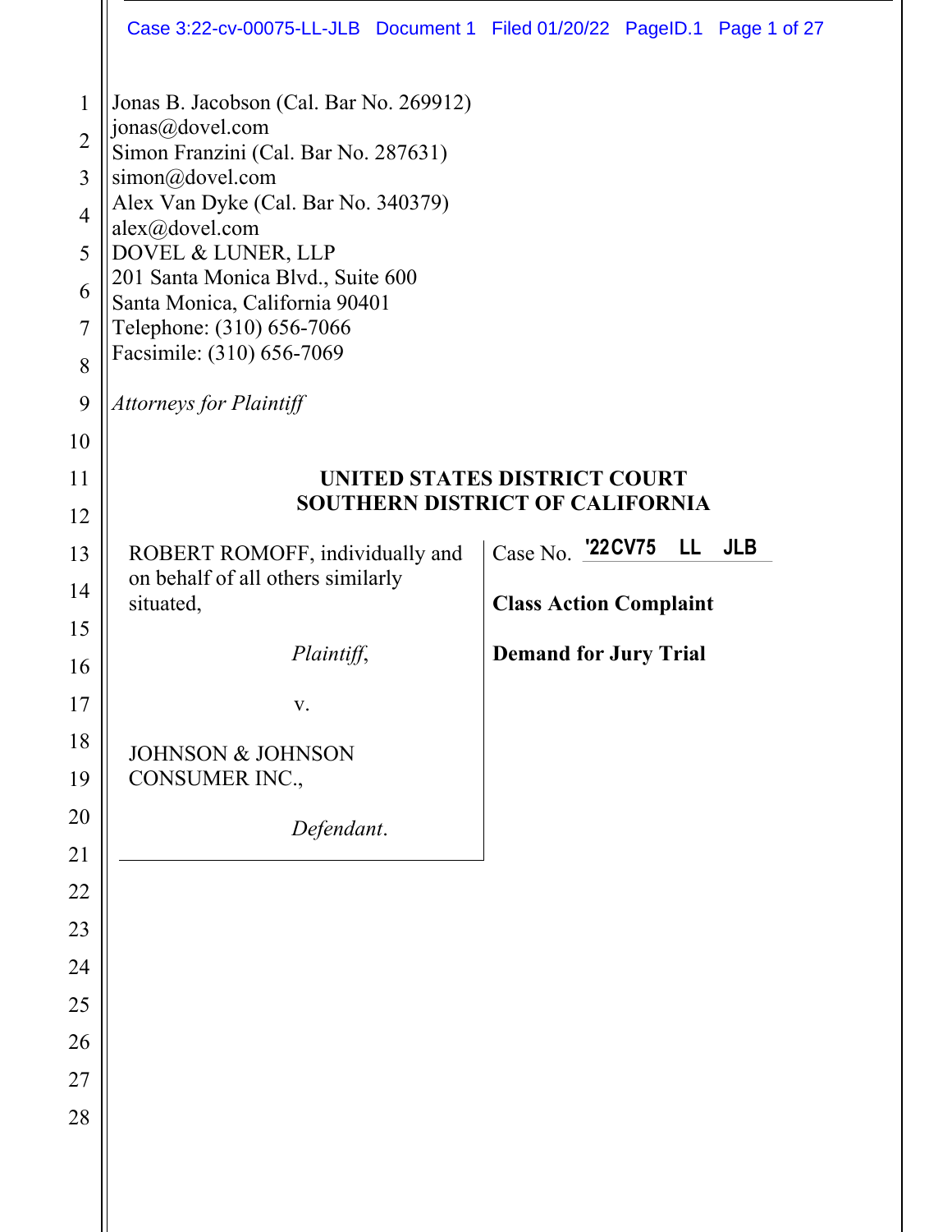Jonas B. Jacobson (Cal. Bar No. 269912)
jonas@dovel.com
Simon Franzini (Cal. Bar No. 287631)
simon@dovel.com
Alex Van Dyke (Cal. Bar No. 340379)
alex@dovel.com
DOVEL & LUNER, LLP
201 Santa Monica Blvd., Suite 600
Santa Monica, California 90401
Telephone: (310) 656-7066
Facsimile: (310) 656-7069

*Attorneys for Plaintiff*

**UNITED STATES DISTRICT COURT**
**SOUTHERN DISTRICT OF CALIFORNIA**

ROBERT ROMOFF, individually and on behalf of all others similarly situated,

*Plaintiff*,

v.

JOHNSON & JOHNSON CONSUMER INC.,

*Defendant*.

Case No. '22CV75 LL JLB

**Class Action Complaint**

**Demand for Jury Trial**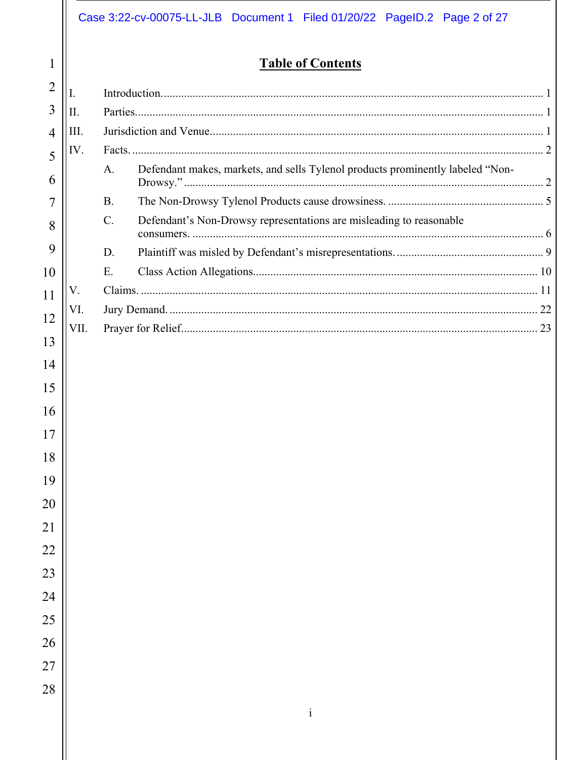# Table of Contents

I. Introduction. 1

II. Parties. 1

III. Jurisdiction and Venue. 1

IV. Facts. 2

- A. Defendant makes, markets, and sells Tylenol products prominently labeled "Non-Drowsy." 2
- B. The Non-Drowsy Tylenol Products cause drowsiness. 5
- C. Defendant's Non-Drowsy representations are misleading to reasonable consumers. 6
- D. Plaintiff was misled by Defendant's misrepresentations. 9
- E. Class Action Allegations. 10

V. Claims. 11

VI. Jury Demand. 22

VII. Prayer for Relief. 23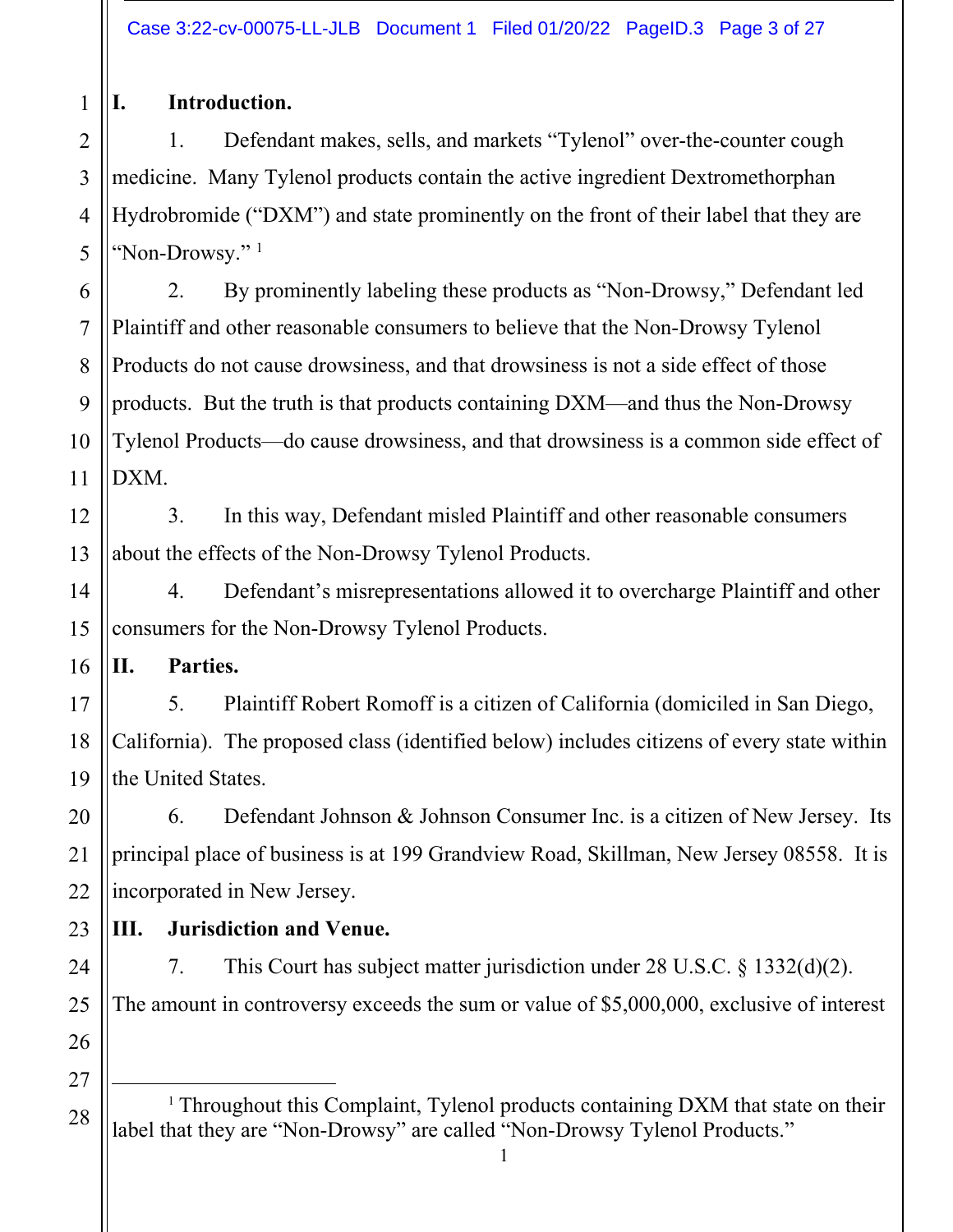## I. Introduction.

1. Defendant makes, sells, and markets "Tylenol" over-the-counter cough medicine. Many Tylenol products contain the active ingredient Dextromethorphan Hydrobromide ("DXM") and state prominently on the front of their label that they are "Non-Drowsy." [1]

2. By prominently labeling these products as "Non-Drowsy," Defendant led Plaintiff and other reasonable consumers to believe that the Non-Drowsy Tylenol Products do not cause drowsiness, and that drowsiness is not a side effect of those products. But the truth is that products containing DXM—and thus the Non-Drowsy Tylenol Products—do cause drowsiness, and that drowsiness is a common side effect of DXM.

3. In this way, Defendant misled Plaintiff and other reasonable consumers about the effects of the Non-Drowsy Tylenol Products.

4. Defendant's misrepresentations allowed it to overcharge Plaintiff and other consumers for the Non-Drowsy Tylenol Products.

## II. Parties.

5. Plaintiff Robert Romoff is a citizen of California (domiciled in San Diego, California). The proposed class (identified below) includes citizens of every state within the United States.

6. Defendant Johnson & Johnson Consumer Inc. is a citizen of New Jersey. Its principal place of business is at 199 Grandview Road, Skillman, New Jersey 08558. It is incorporated in New Jersey.

## III. Jurisdiction and Venue.

7. This Court has subject matter jurisdiction under 28 U.S.C. § 1332(d)(2). The amount in controversy exceeds the sum or value of $5,000,000, exclusive of interest

---

[1] Throughout this Complaint, Tylenol products containing DXM that state on their label that they are "Non-Drowsy" are called "Non-Drowsy Tylenol Products."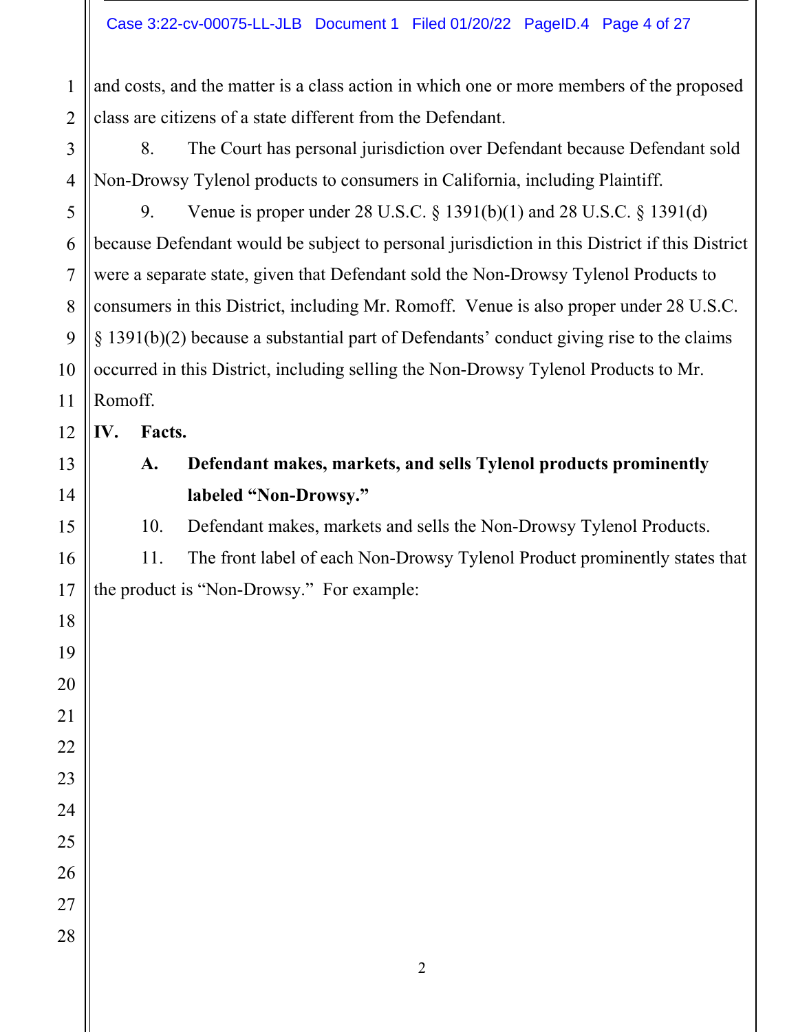and costs, and the matter is a class action in which one or more members of the proposed class are citizens of a state different from the Defendant.

8. The Court has personal jurisdiction over Defendant because Defendant sold Non-Drowsy Tylenol products to consumers in California, including Plaintiff.

9. Venue is proper under 28 U.S.C. § 1391(b)(1) and 28 U.S.C. § 1391(d) because Defendant would be subject to personal jurisdiction in this District if this District were a separate state, given that Defendant sold the Non-Drowsy Tylenol Products to consumers in this District, including Mr. Romoff. Venue is also proper under 28 U.S.C. § 1391(b)(2) because a substantial part of Defendants' conduct giving rise to the claims occurred in this District, including selling the Non-Drowsy Tylenol Products to Mr. Romoff.

## IV. Facts.

### A. Defendant makes, markets, and sells Tylenol products prominently labeled "Non-Drowsy."

10. Defendant makes, markets and sells the Non-Drowsy Tylenol Products.

11. The front label of each Non-Drowsy Tylenol Product prominently states that the product is "Non-Drowsy." For example: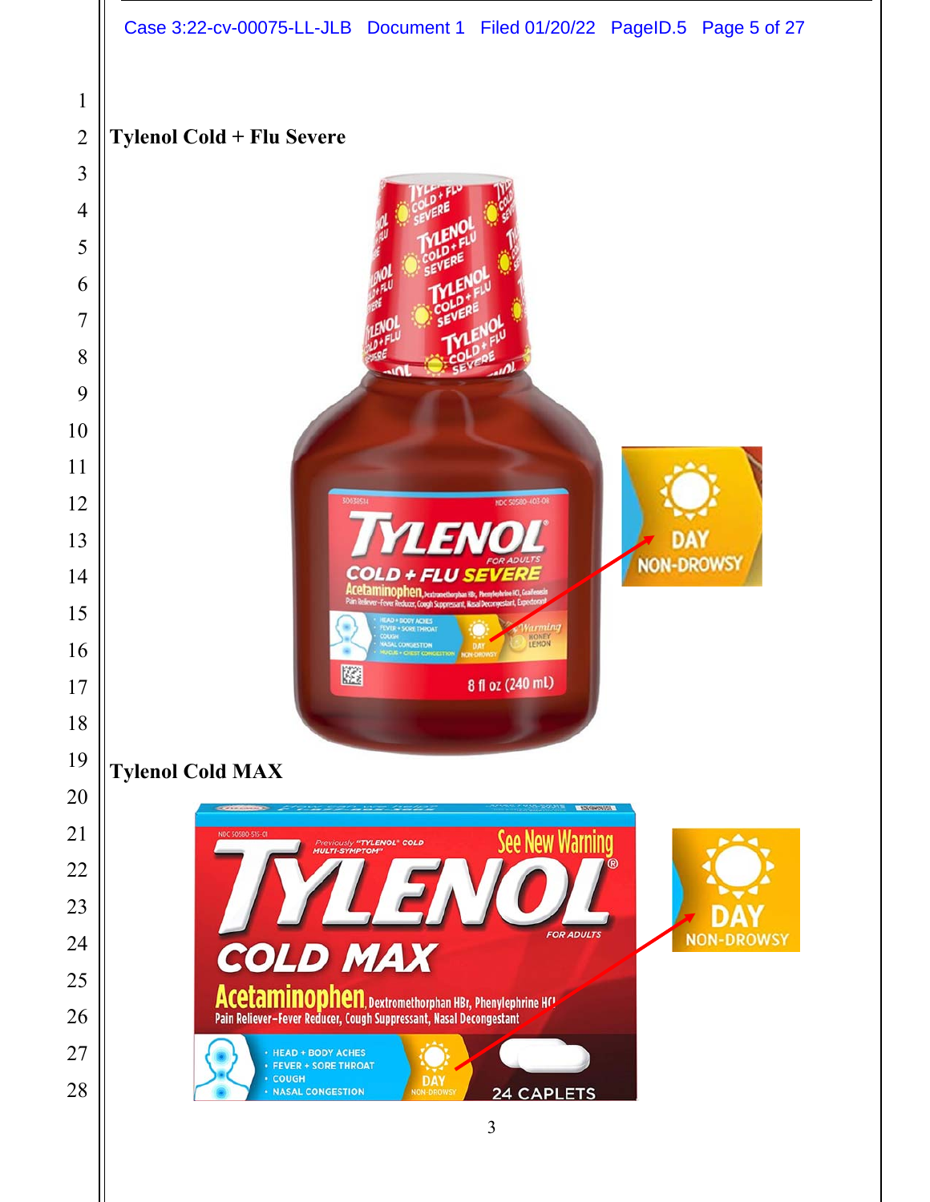**Tylenol Cold + Flu Severe**

**Tylenol Cold MAX**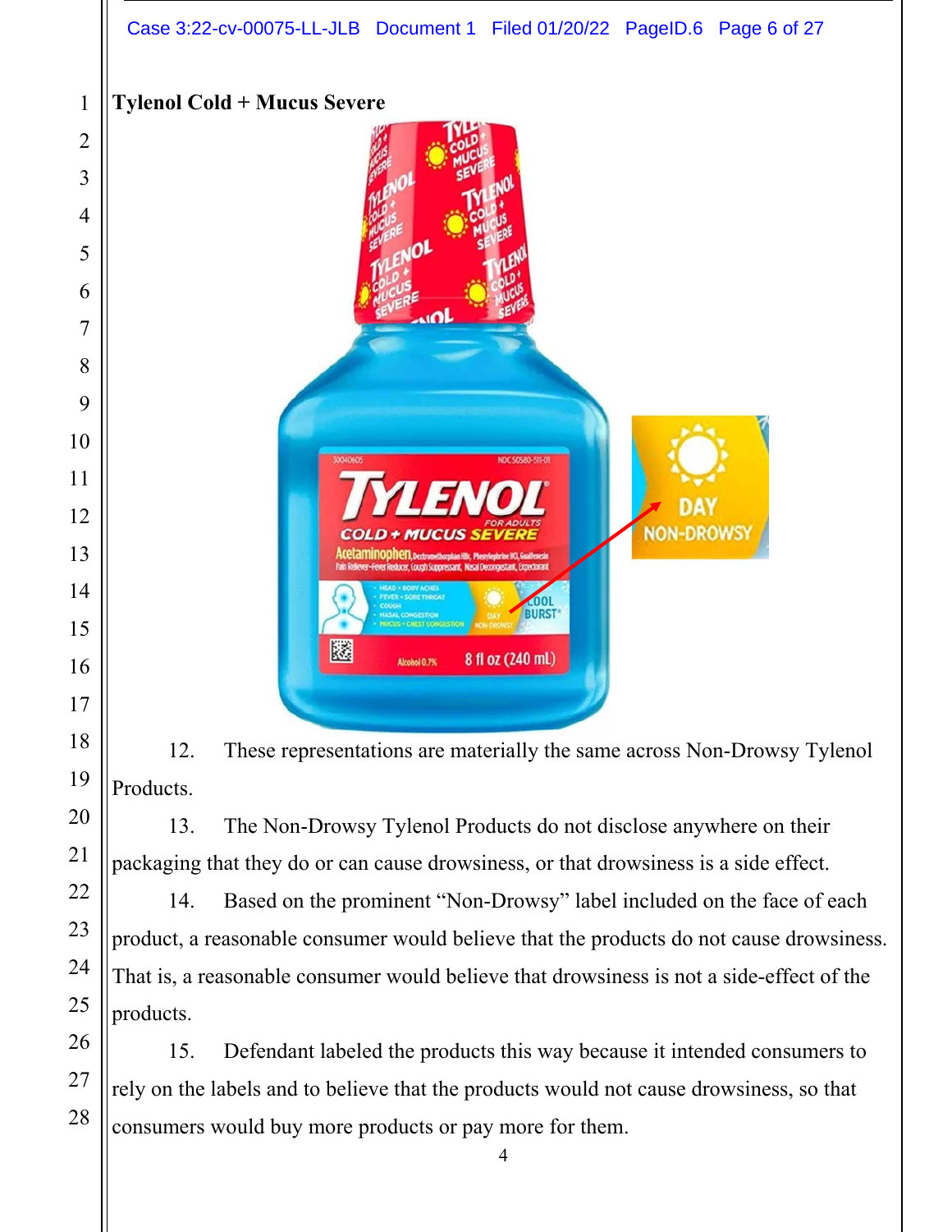**Tylenol Cold + Mucus Severe**

12. These representations are materially the same across Non-Drowsy Tylenol Products.

13. The Non-Drowsy Tylenol Products do not disclose anywhere on their packaging that they do or can cause drowsiness, or that drowsiness is a side effect.

14. Based on the prominent "Non-Drowsy" label included on the face of each product, a reasonable consumer would believe that the products do not cause drowsiness. That is, a reasonable consumer would believe that drowsiness is not a side-effect of the products.

15. Defendant labeled the products this way because it intended consumers to rely on the labels and to believe that the products would not cause drowsiness, so that consumers would buy more products or pay more for them.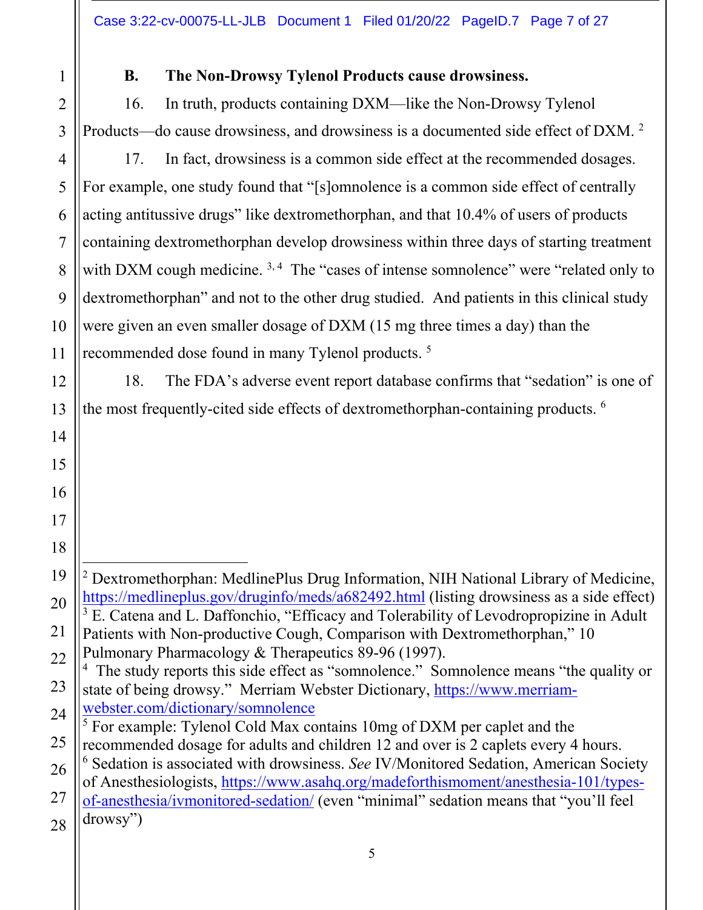### B. The Non-Drowsy Tylenol Products cause drowsiness.

16. In truth, products containing DXM—like the Non-Drowsy Tylenol Products—do cause drowsiness, and drowsiness is a documented side effect of DXM. [2]

17. In fact, drowsiness is a common side effect at the recommended dosages. For example, one study found that "[s]omnolence is a common side effect of centrally acting antitussive drugs" like dextromethorphan, and that 10.4% of users of products containing dextromethorphan develop drowsiness within three days of starting treatment with DXM cough medicine. [3, 4] The "cases of intense somnolence" were "related only to dextromethorphan" and not to the other drug studied. And patients in this clinical study were given an even smaller dosage of DXM (15 mg three times a day) than the recommended dose found in many Tylenol products. [5]

18. The FDA's adverse event report database confirms that "sedation" is one of the most frequently-cited side effects of dextromethorphan-containing products. [6]

---

[2] Dextromethorphan: MedlinePlus Drug Information, NIH National Library of Medicine, https://medlineplus.gov/druginfo/meds/a682492.html (listing drowsiness as a side effect)

[3] E. Catena and L. Daffonchio, "Efficacy and Tolerability of Levodropropizine in Adult Patients with Non-productive Cough, Comparison with Dextromethorphan," 10 Pulmonary Pharmacology & Therapeutics 89-96 (1997).

[4] The study reports this side effect as "somnolence." Somnolence means "the quality or state of being drowsy." Merriam Webster Dictionary, https://www.merriam-webster.com/dictionary/somnolence

[5] For example: Tylenol Cold Max contains 10mg of DXM per caplet and the recommended dosage for adults and children 12 and over is 2 caplets every 4 hours.

[6] Sedation is associated with drowsiness. *See* IV/Monitored Sedation, American Society of Anesthesiologists, https://www.asahq.org/madeforthismoment/anesthesia-101/types-of-anesthesia/ivmonitored-sedation/ (even "minimal" sedation means that "you'll feel drowsy")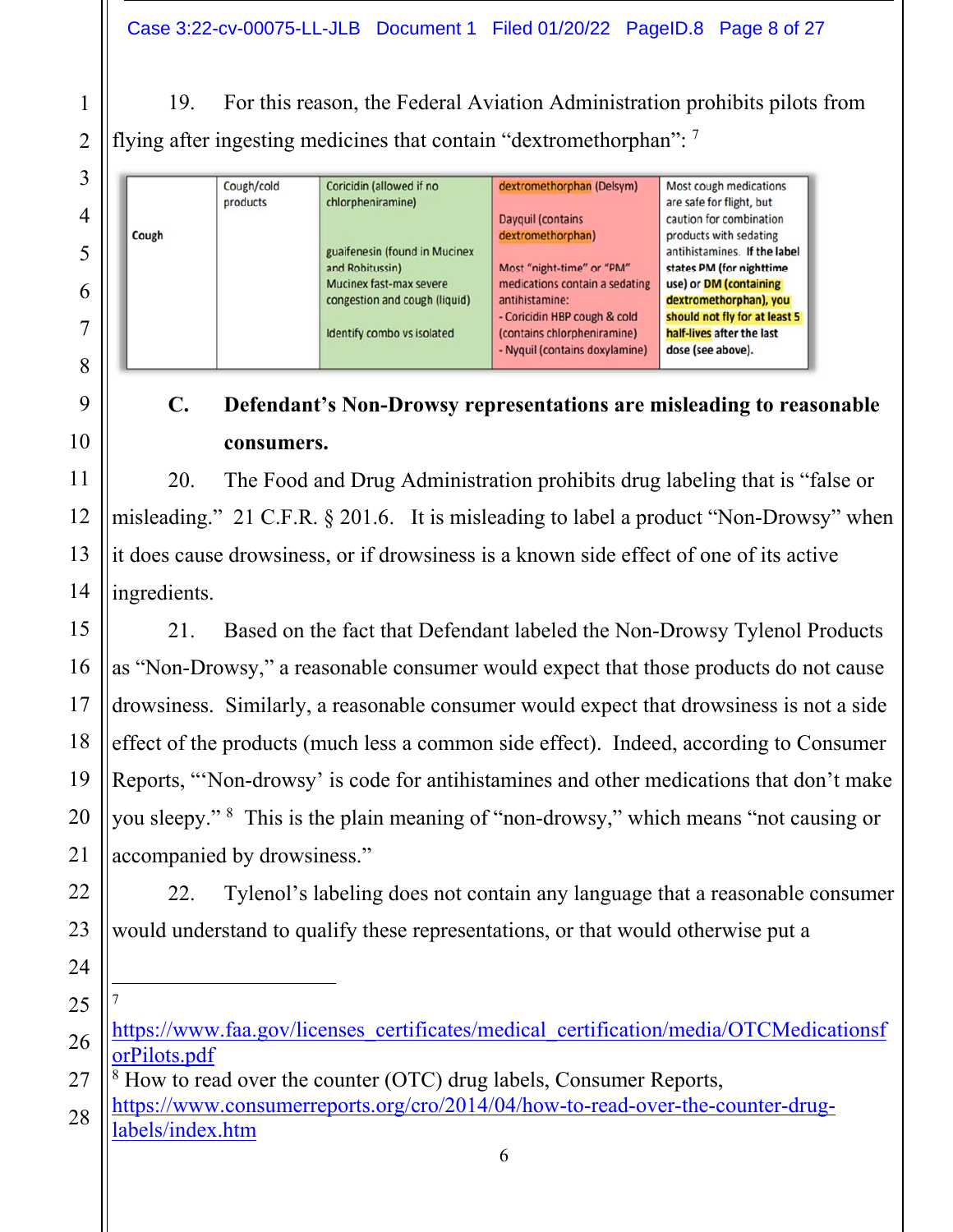19. For this reason, the Federal Aviation Administration prohibits pilots from flying after ingesting medicines that contain "dextromethorphan": [7]

| Cough | Cough/cold products | Coricidin (allowed if no chlorpheniramine)<br><br>guaifenesin (found in Mucinex and Robitussin)<br>Mucinex fast-max severe congestion and cough (liquid)<br><br>Identify combo vs isolated | dextromethorphan (Delsym)<br><br>Dayquil (contains dextromethorphan)<br><br>Most "night-time" or "PM" medications contain a sedating antihistamine:<br>- Coricidin HBP cough & cold (contains chlorpheniramine)<br>- Nyquil (contains doxylamine) | Most cough medications are safe for flight, but caution for combination products with sedating antihistamines. **If the label states PM (for nighttime use) or DM (containing dextromethorphan), you should not fly for at least 5 half-lives** after the last dose (see above). |
|---|---|---|---|---|

### C. Defendant's Non-Drowsy representations are misleading to reasonable consumers.

20. The Food and Drug Administration prohibits drug labeling that is "false or misleading." 21 C.F.R. § 201.6. It is misleading to label a product "Non-Drowsy" when it does cause drowsiness, or if drowsiness is a known side effect of one of its active ingredients.

21. Based on the fact that Defendant labeled the Non-Drowsy Tylenol Products as "Non-Drowsy," a reasonable consumer would expect that those products do not cause drowsiness. Similarly, a reasonable consumer would expect that drowsiness is not a side effect of the products (much less a common side effect). Indeed, according to Consumer Reports, "'Non-drowsy' is code for antihistamines and other medications that don't make you sleepy." [8] This is the plain meaning of "non-drowsy," which means "not causing or accompanied by drowsiness."

22. Tylenol's labeling does not contain any language that a reasonable consumer would understand to qualify these representations, or that would otherwise put a

---

[7] https://www.faa.gov/licenses_certificates/medical_certification/media/OTCMedicationsforPilots.pdf

[8] How to read over the counter (OTC) drug labels, Consumer Reports, https://www.consumerreports.org/cro/2014/04/how-to-read-over-the-counter-drug-labels/index.htm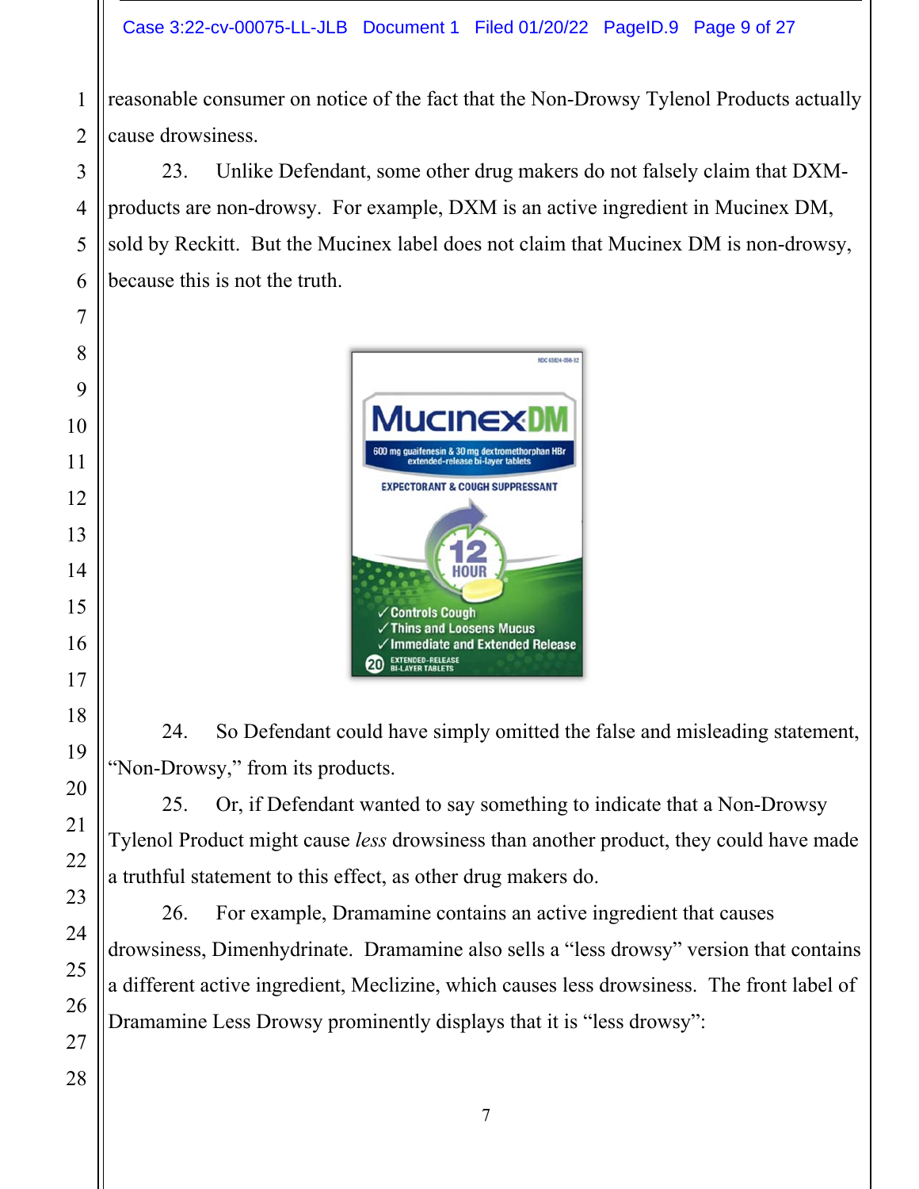reasonable consumer on notice of the fact that the Non-Drowsy Tylenol Products actually cause drowsiness.

23. Unlike Defendant, some other drug makers do not falsely claim that DXM-products are non-drowsy. For example, DXM is an active ingredient in Mucinex DM, sold by Reckitt. But the Mucinex label does not claim that Mucinex DM is non-drowsy, because this is not the truth.

24. So Defendant could have simply omitted the false and misleading statement, "Non-Drowsy," from its products.

25. Or, if Defendant wanted to say something to indicate that a Non-Drowsy Tylenol Product might cause *less* drowsiness than another product, they could have made a truthful statement to this effect, as other drug makers do.

26. For example, Dramamine contains an active ingredient that causes drowsiness, Dimenhydrinate. Dramamine also sells a "less drowsy" version that contains a different active ingredient, Meclizine, which causes less drowsiness. The front label of Dramamine Less Drowsy prominently displays that it is "less drowsy":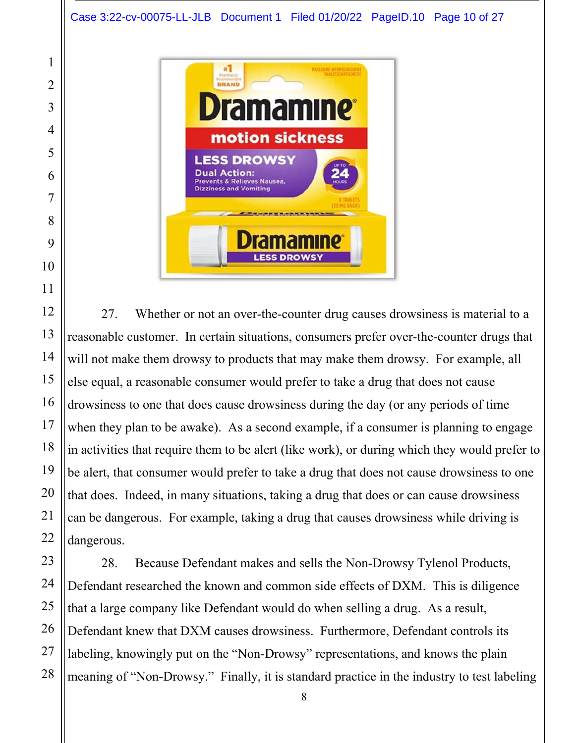27. Whether or not an over-the-counter drug causes drowsiness is material to a reasonable customer. In certain situations, consumers prefer over-the-counter drugs that will not make them drowsy to products that may make them drowsy. For example, all else equal, a reasonable consumer would prefer to take a drug that does not cause drowsiness to one that does cause drowsiness during the day (or any periods of time when they plan to be awake). As a second example, if a consumer is planning to engage in activities that require them to be alert (like work), or during which they would prefer to be alert, that consumer would prefer to take a drug that does not cause drowsiness to one that does. Indeed, in many situations, taking a drug that does or can cause drowsiness can be dangerous. For example, taking a drug that causes drowsiness while driving is dangerous.

28. Because Defendant makes and sells the Non-Drowsy Tylenol Products, Defendant researched the known and common side effects of DXM. This is diligence that a large company like Defendant would do when selling a drug. As a result, Defendant knew that DXM causes drowsiness. Furthermore, Defendant controls its labeling, knowingly put on the "Non-Drowsy" representations, and knows the plain meaning of "Non-Drowsy." Finally, it is standard practice in the industry to test labeling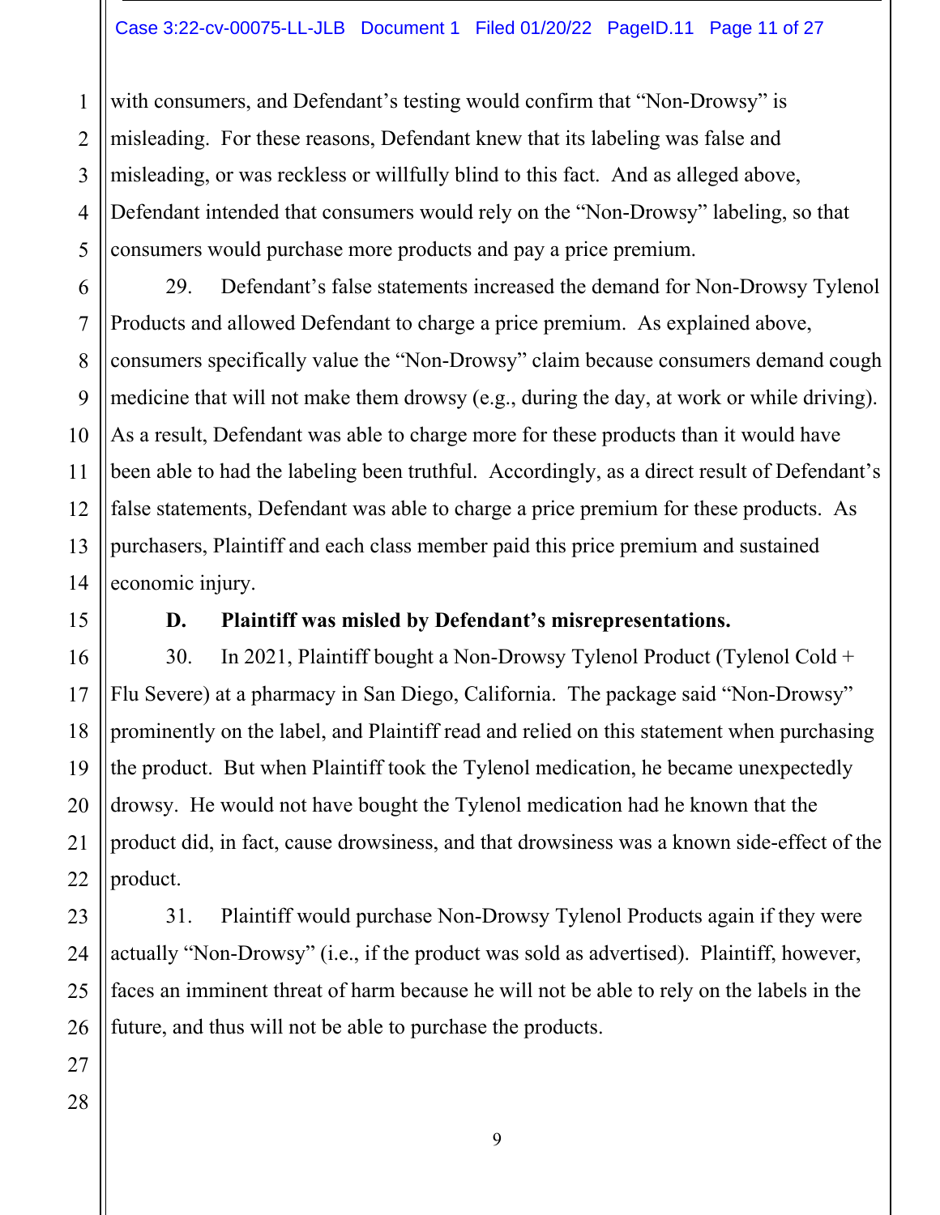with consumers, and Defendant's testing would confirm that "Non-Drowsy" is misleading. For these reasons, Defendant knew that its labeling was false and misleading, or was reckless or willfully blind to this fact. And as alleged above, Defendant intended that consumers would rely on the "Non-Drowsy" labeling, so that consumers would purchase more products and pay a price premium.

29. Defendant's false statements increased the demand for Non-Drowsy Tylenol Products and allowed Defendant to charge a price premium. As explained above, consumers specifically value the "Non-Drowsy" claim because consumers demand cough medicine that will not make them drowsy (e.g., during the day, at work or while driving). As a result, Defendant was able to charge more for these products than it would have been able to had the labeling been truthful. Accordingly, as a direct result of Defendant's false statements, Defendant was able to charge a price premium for these products. As purchasers, Plaintiff and each class member paid this price premium and sustained economic injury.

### D. Plaintiff was misled by Defendant's misrepresentations.

30. In 2021, Plaintiff bought a Non-Drowsy Tylenol Product (Tylenol Cold + Flu Severe) at a pharmacy in San Diego, California. The package said "Non-Drowsy" prominently on the label, and Plaintiff read and relied on this statement when purchasing the product. But when Plaintiff took the Tylenol medication, he became unexpectedly drowsy. He would not have bought the Tylenol medication had he known that the product did, in fact, cause drowsiness, and that drowsiness was a known side-effect of the product.

31. Plaintiff would purchase Non-Drowsy Tylenol Products again if they were actually "Non-Drowsy" (i.e., if the product was sold as advertised). Plaintiff, however, faces an imminent threat of harm because he will not be able to rely on the labels in the future, and thus will not be able to purchase the products.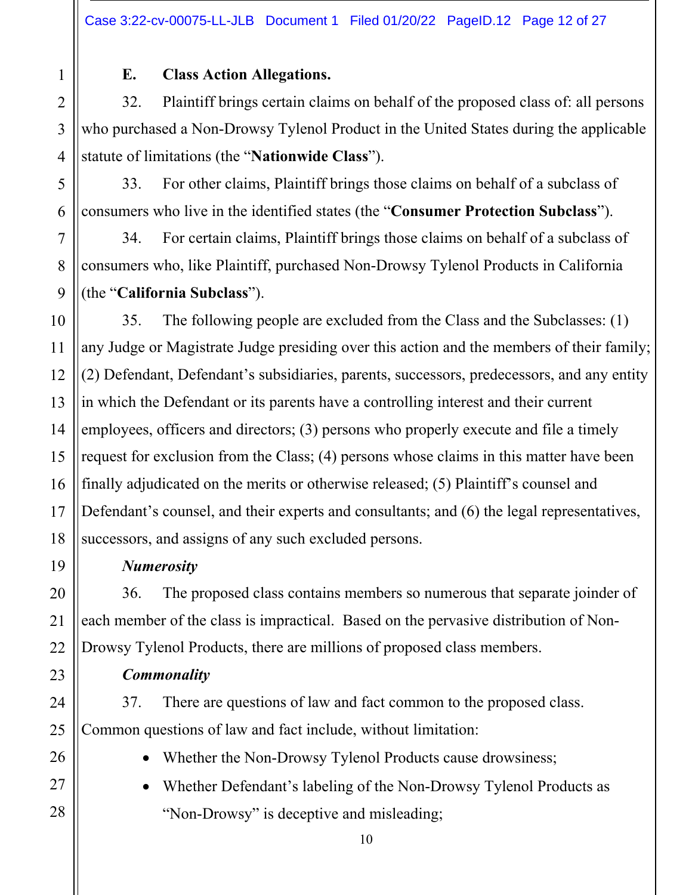### E. Class Action Allegations.

32. Plaintiff brings certain claims on behalf of the proposed class of: all persons who purchased a Non-Drowsy Tylenol Product in the United States during the applicable statute of limitations (the "**Nationwide Class**").

33. For other claims, Plaintiff brings those claims on behalf of a subclass of consumers who live in the identified states (the "**Consumer Protection Subclass**").

34. For certain claims, Plaintiff brings those claims on behalf of a subclass of consumers who, like Plaintiff, purchased Non-Drowsy Tylenol Products in California (the "**California Subclass**").

35. The following people are excluded from the Class and the Subclasses: (1) any Judge or Magistrate Judge presiding over this action and the members of their family; (2) Defendant, Defendant's subsidiaries, parents, successors, predecessors, and any entity in which the Defendant or its parents have a controlling interest and their current employees, officers and directors; (3) persons who properly execute and file a timely request for exclusion from the Class; (4) persons whose claims in this matter have been finally adjudicated on the merits or otherwise released; (5) Plaintiff's counsel and Defendant's counsel, and their experts and consultants; and (6) the legal representatives, successors, and assigns of any such excluded persons.

***Numerosity***

36. The proposed class contains members so numerous that separate joinder of each member of the class is impractical. Based on the pervasive distribution of Non-Drowsy Tylenol Products, there are millions of proposed class members.

***Commonality***

37. There are questions of law and fact common to the proposed class. Common questions of law and fact include, without limitation:

- Whether the Non-Drowsy Tylenol Products cause drowsiness;
- Whether Defendant's labeling of the Non-Drowsy Tylenol Products as "Non-Drowsy" is deceptive and misleading;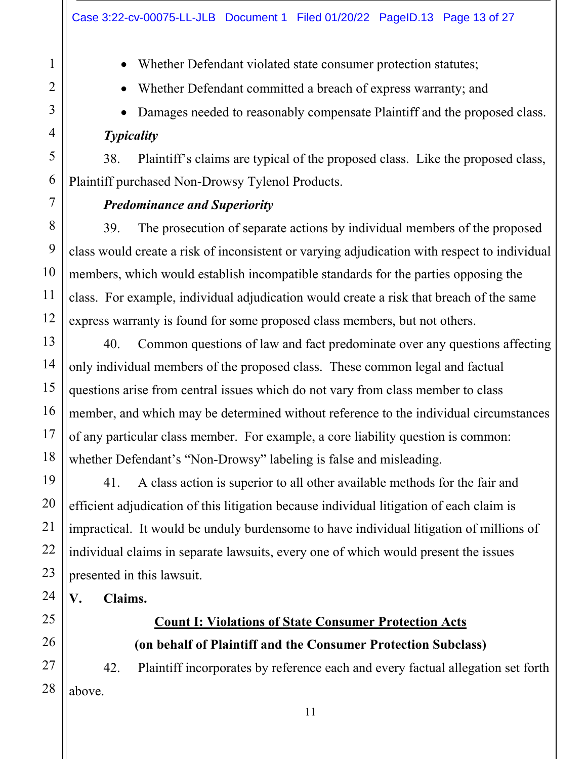- Whether Defendant violated state consumer protection statutes;
- Whether Defendant committed a breach of express warranty; and
- Damages needed to reasonably compensate Plaintiff and the proposed class.

***Typicality***

38. Plaintiff's claims are typical of the proposed class. Like the proposed class, Plaintiff purchased Non-Drowsy Tylenol Products.

***Predominance and Superiority***

39. The prosecution of separate actions by individual members of the proposed class would create a risk of inconsistent or varying adjudication with respect to individual members, which would establish incompatible standards for the parties opposing the class. For example, individual adjudication would create a risk that breach of the same express warranty is found for some proposed class members, but not others.

40. Common questions of law and fact predominate over any questions affecting only individual members of the proposed class. These common legal and factual questions arise from central issues which do not vary from class member to class member, and which may be determined without reference to the individual circumstances of any particular class member. For example, a core liability question is common: whether Defendant's "Non-Drowsy" labeling is false and misleading.

41. A class action is superior to all other available methods for the fair and efficient adjudication of this litigation because individual litigation of each claim is impractical. It would be unduly burdensome to have individual litigation of millions of individual claims in separate lawsuits, every one of which would present the issues presented in this lawsuit.

## V. Claims.

### Count I: Violations of State Consumer Protection Acts

**(on behalf of Plaintiff and the Consumer Protection Subclass)**

42. Plaintiff incorporates by reference each and every factual allegation set forth above.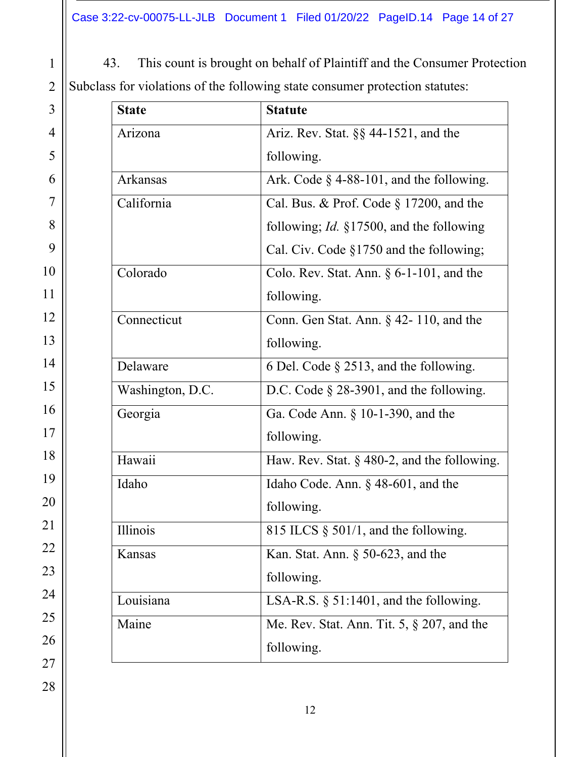43. This count is brought on behalf of Plaintiff and the Consumer Protection Subclass for violations of the following state consumer protection statutes:

| State | Statute |
|---|---|
| Arizona | Ariz. Rev. Stat. §§ 44-1521, and the following. |
| Arkansas | Ark. Code § 4-88-101, and the following. |
| California | Cal. Bus. & Prof. Code § 17200, and the following; *Id.* §17500, and the following Cal. Civ. Code §1750 and the following; |
| Colorado | Colo. Rev. Stat. Ann. § 6-1-101, and the following. |
| Connecticut | Conn. Gen Stat. Ann. § 42- 110, and the following. |
| Delaware | 6 Del. Code § 2513, and the following. |
| Washington, D.C. | D.C. Code § 28-3901, and the following. |
| Georgia | Ga. Code Ann. § 10-1-390, and the following. |
| Hawaii | Haw. Rev. Stat. § 480-2, and the following. |
| Idaho | Idaho Code. Ann. § 48-601, and the following. |
| Illinois | 815 ILCS § 501/1, and the following. |
| Kansas | Kan. Stat. Ann. § 50-623, and the following. |
| Louisiana | LSA-R.S. § 51:1401, and the following. |
| Maine | Me. Rev. Stat. Ann. Tit. 5, § 207, and the following. |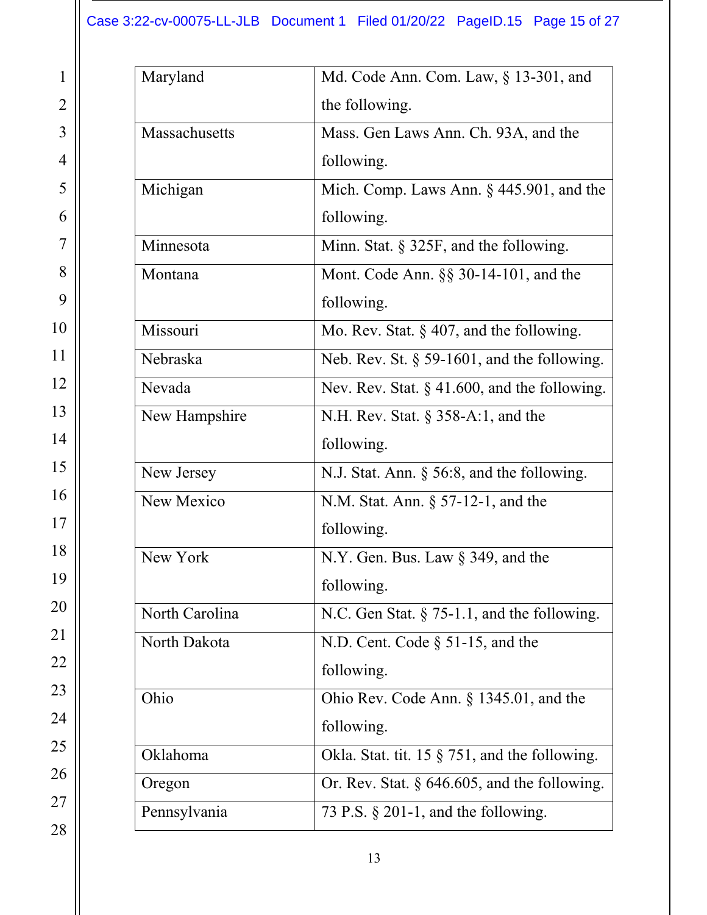| | |
|---|---|
| Maryland | Md. Code Ann. Com. Law, § 13-301, and the following. |
| Massachusetts | Mass. Gen Laws Ann. Ch. 93A, and the following. |
| Michigan | Mich. Comp. Laws Ann. § 445.901, and the following. |
| Minnesota | Minn. Stat. § 325F, and the following. |
| Montana | Mont. Code Ann. §§ 30-14-101, and the following. |
| Missouri | Mo. Rev. Stat. § 407, and the following. |
| Nebraska | Neb. Rev. St. § 59-1601, and the following. |
| Nevada | Nev. Rev. Stat. § 41.600, and the following. |
| New Hampshire | N.H. Rev. Stat. § 358-A:1, and the following. |
| New Jersey | N.J. Stat. Ann. § 56:8, and the following. |
| New Mexico | N.M. Stat. Ann. § 57-12-1, and the following. |
| New York | N.Y. Gen. Bus. Law § 349, and the following. |
| North Carolina | N.C. Gen Stat. § 75-1.1, and the following. |
| North Dakota | N.D. Cent. Code § 51-15, and the following. |
| Ohio | Ohio Rev. Code Ann. § 1345.01, and the following. |
| Oklahoma | Okla. Stat. tit. 15 § 751, and the following. |
| Oregon | Or. Rev. Stat. § 646.605, and the following. |
| Pennsylvania | 73 P.S. § 201-1, and the following. |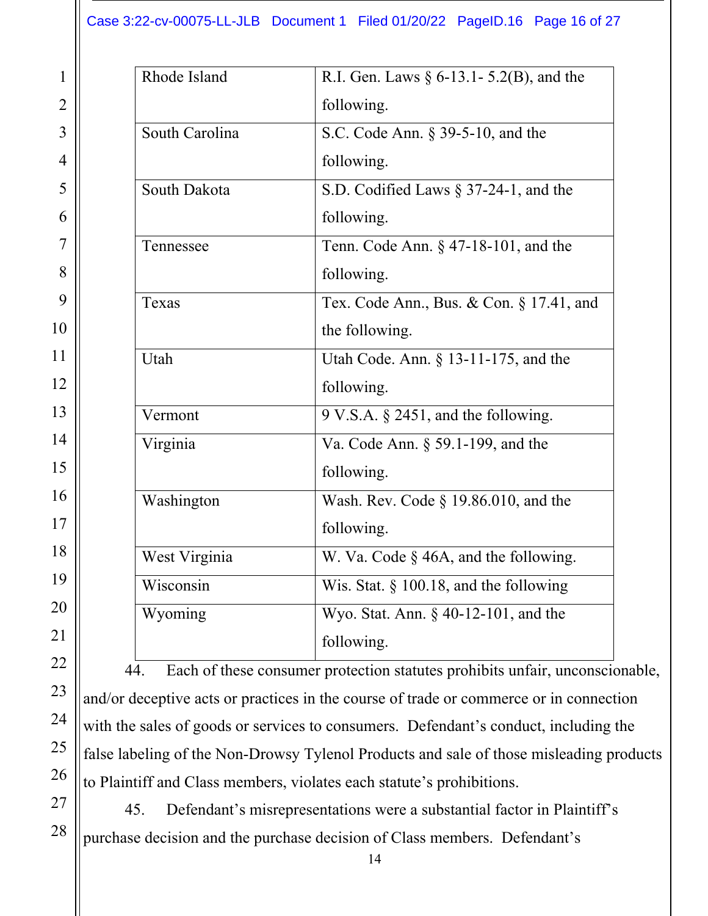| Rhode Island | R.I. Gen. Laws § 6-13.1- 5.2(B), and the following. |
|---|---|
| South Carolina | S.C. Code Ann. § 39-5-10, and the following. |
| South Dakota | S.D. Codified Laws § 37-24-1, and the following. |
| Tennessee | Tenn. Code Ann. § 47-18-101, and the following. |
| Texas | Tex. Code Ann., Bus. & Con. § 17.41, and the following. |
| Utah | Utah Code. Ann. § 13-11-175, and the following. |
| Vermont | 9 V.S.A. § 2451, and the following. |
| Virginia | Va. Code Ann. § 59.1-199, and the following. |
| Washington | Wash. Rev. Code § 19.86.010, and the following. |
| West Virginia | W. Va. Code § 46A, and the following. |
| Wisconsin | Wis. Stat. § 100.18, and the following |
| Wyoming | Wyo. Stat. Ann. § 40-12-101, and the following. |

44. Each of these consumer protection statutes prohibits unfair, unconscionable, and/or deceptive acts or practices in the course of trade or commerce or in connection with the sales of goods or services to consumers. Defendant's conduct, including the false labeling of the Non-Drowsy Tylenol Products and sale of those misleading products to Plaintiff and Class members, violates each statute's prohibitions.

45. Defendant's misrepresentations were a substantial factor in Plaintiff's purchase decision and the purchase decision of Class members. Defendant's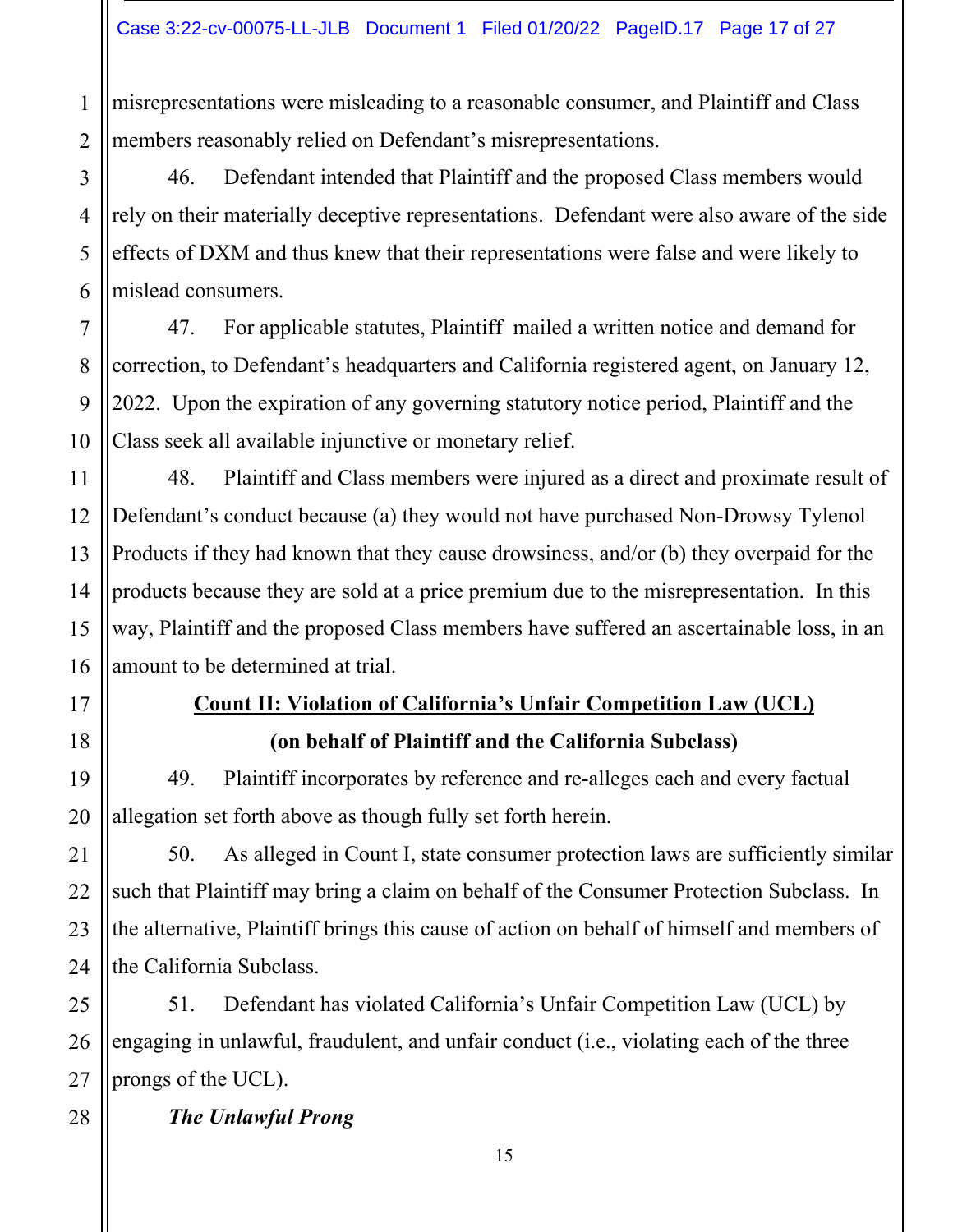misrepresentations were misleading to a reasonable consumer, and Plaintiff and Class members reasonably relied on Defendant's misrepresentations.

46. Defendant intended that Plaintiff and the proposed Class members would rely on their materially deceptive representations. Defendant were also aware of the side effects of DXM and thus knew that their representations were false and were likely to mislead consumers.

47. For applicable statutes, Plaintiff mailed a written notice and demand for correction, to Defendant's headquarters and California registered agent, on January 12, 2022. Upon the expiration of any governing statutory notice period, Plaintiff and the Class seek all available injunctive or monetary relief.

48. Plaintiff and Class members were injured as a direct and proximate result of Defendant's conduct because (a) they would not have purchased Non-Drowsy Tylenol Products if they had known that they cause drowsiness, and/or (b) they overpaid for the products because they are sold at a price premium due to the misrepresentation. In this way, Plaintiff and the proposed Class members have suffered an ascertainable loss, in an amount to be determined at trial.

**Count II: Violation of California's Unfair Competition Law (UCL)**

**(on behalf of Plaintiff and the California Subclass)**

49. Plaintiff incorporates by reference and re-alleges each and every factual allegation set forth above as though fully set forth herein.

50. As alleged in Count I, state consumer protection laws are sufficiently similar such that Plaintiff may bring a claim on behalf of the Consumer Protection Subclass. In the alternative, Plaintiff brings this cause of action on behalf of himself and members of the California Subclass.

51. Defendant has violated California's Unfair Competition Law (UCL) by engaging in unlawful, fraudulent, and unfair conduct (i.e., violating each of the three prongs of the UCL).

***The Unlawful Prong***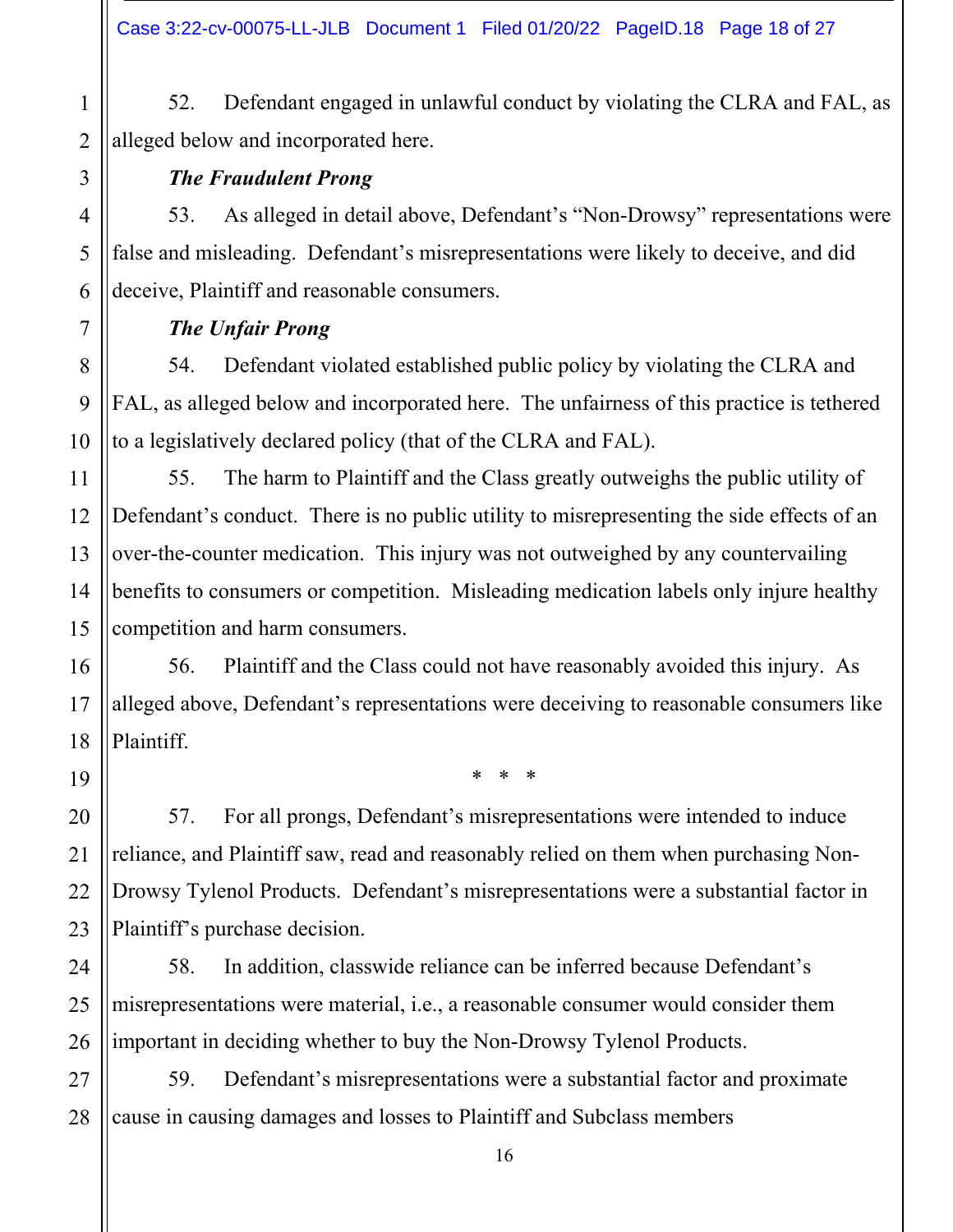52. Defendant engaged in unlawful conduct by violating the CLRA and FAL, as alleged below and incorporated here.

***The Fraudulent Prong***

53. As alleged in detail above, Defendant's "Non-Drowsy" representations were false and misleading. Defendant's misrepresentations were likely to deceive, and did deceive, Plaintiff and reasonable consumers.

***The Unfair Prong***

54. Defendant violated established public policy by violating the CLRA and FAL, as alleged below and incorporated here. The unfairness of this practice is tethered to a legislatively declared policy (that of the CLRA and FAL).

55. The harm to Plaintiff and the Class greatly outweighs the public utility of Defendant's conduct. There is no public utility to misrepresenting the side effects of an over-the-counter medication. This injury was not outweighed by any countervailing benefits to consumers or competition. Misleading medication labels only injure healthy competition and harm consumers.

56. Plaintiff and the Class could not have reasonably avoided this injury. As alleged above, Defendant's representations were deceiving to reasonable consumers like Plaintiff.

\* \* \*

57. For all prongs, Defendant's misrepresentations were intended to induce reliance, and Plaintiff saw, read and reasonably relied on them when purchasing Non-Drowsy Tylenol Products. Defendant's misrepresentations were a substantial factor in Plaintiff's purchase decision.

58. In addition, classwide reliance can be inferred because Defendant's misrepresentations were material, i.e., a reasonable consumer would consider them important in deciding whether to buy the Non-Drowsy Tylenol Products.

59. Defendant's misrepresentations were a substantial factor and proximate cause in causing damages and losses to Plaintiff and Subclass members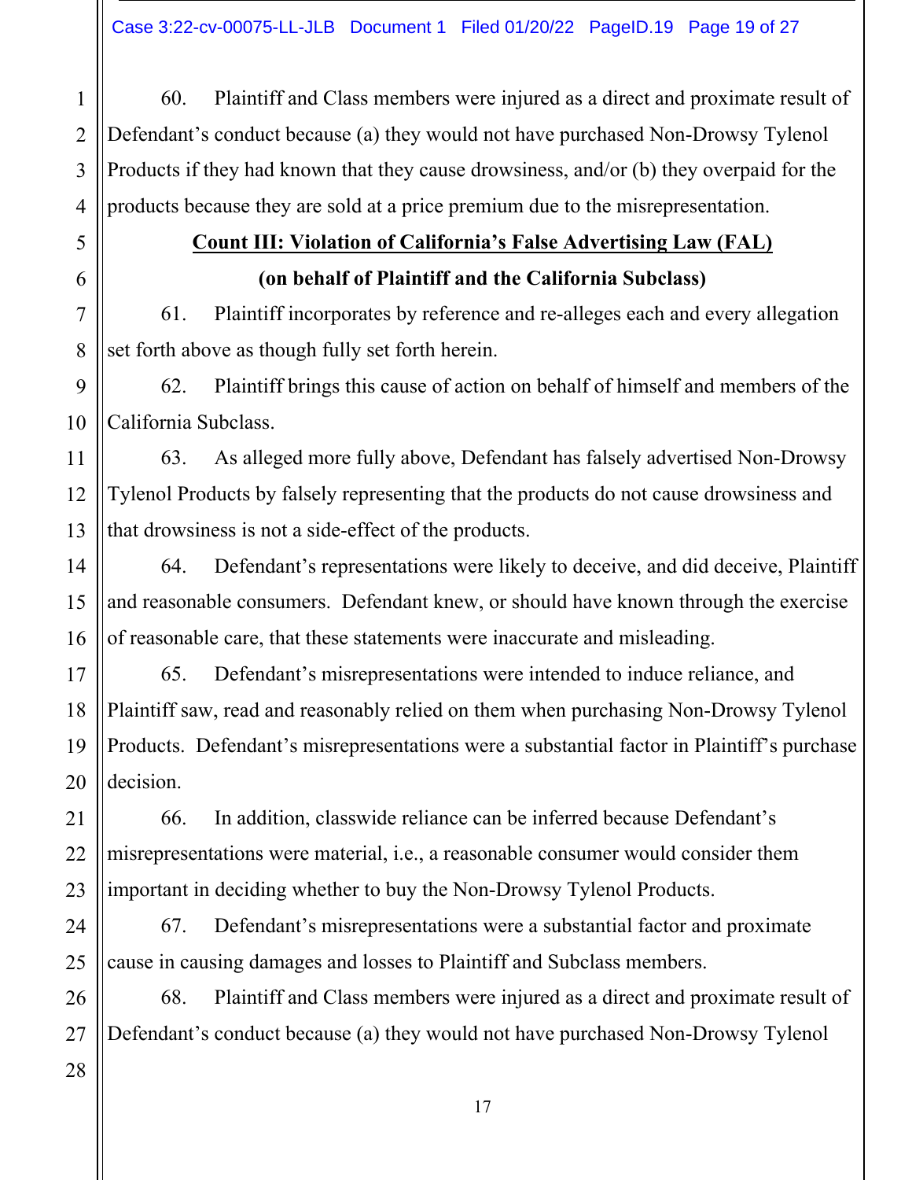60. Plaintiff and Class members were injured as a direct and proximate result of Defendant's conduct because (a) they would not have purchased Non-Drowsy Tylenol Products if they had known that they cause drowsiness, and/or (b) they overpaid for the products because they are sold at a price premium due to the misrepresentation.

**Count III: Violation of California's False Advertising Law (FAL)**

**(on behalf of Plaintiff and the California Subclass)**

61. Plaintiff incorporates by reference and re-alleges each and every allegation set forth above as though fully set forth herein.

62. Plaintiff brings this cause of action on behalf of himself and members of the California Subclass.

63. As alleged more fully above, Defendant has falsely advertised Non-Drowsy Tylenol Products by falsely representing that the products do not cause drowsiness and that drowsiness is not a side-effect of the products.

64. Defendant's representations were likely to deceive, and did deceive, Plaintiff and reasonable consumers. Defendant knew, or should have known through the exercise of reasonable care, that these statements were inaccurate and misleading.

65. Defendant's misrepresentations were intended to induce reliance, and Plaintiff saw, read and reasonably relied on them when purchasing Non-Drowsy Tylenol Products. Defendant's misrepresentations were a substantial factor in Plaintiff's purchase decision.

66. In addition, classwide reliance can be inferred because Defendant's misrepresentations were material, i.e., a reasonable consumer would consider them important in deciding whether to buy the Non-Drowsy Tylenol Products.

67. Defendant's misrepresentations were a substantial factor and proximate cause in causing damages and losses to Plaintiff and Subclass members.

68. Plaintiff and Class members were injured as a direct and proximate result of Defendant's conduct because (a) they would not have purchased Non-Drowsy Tylenol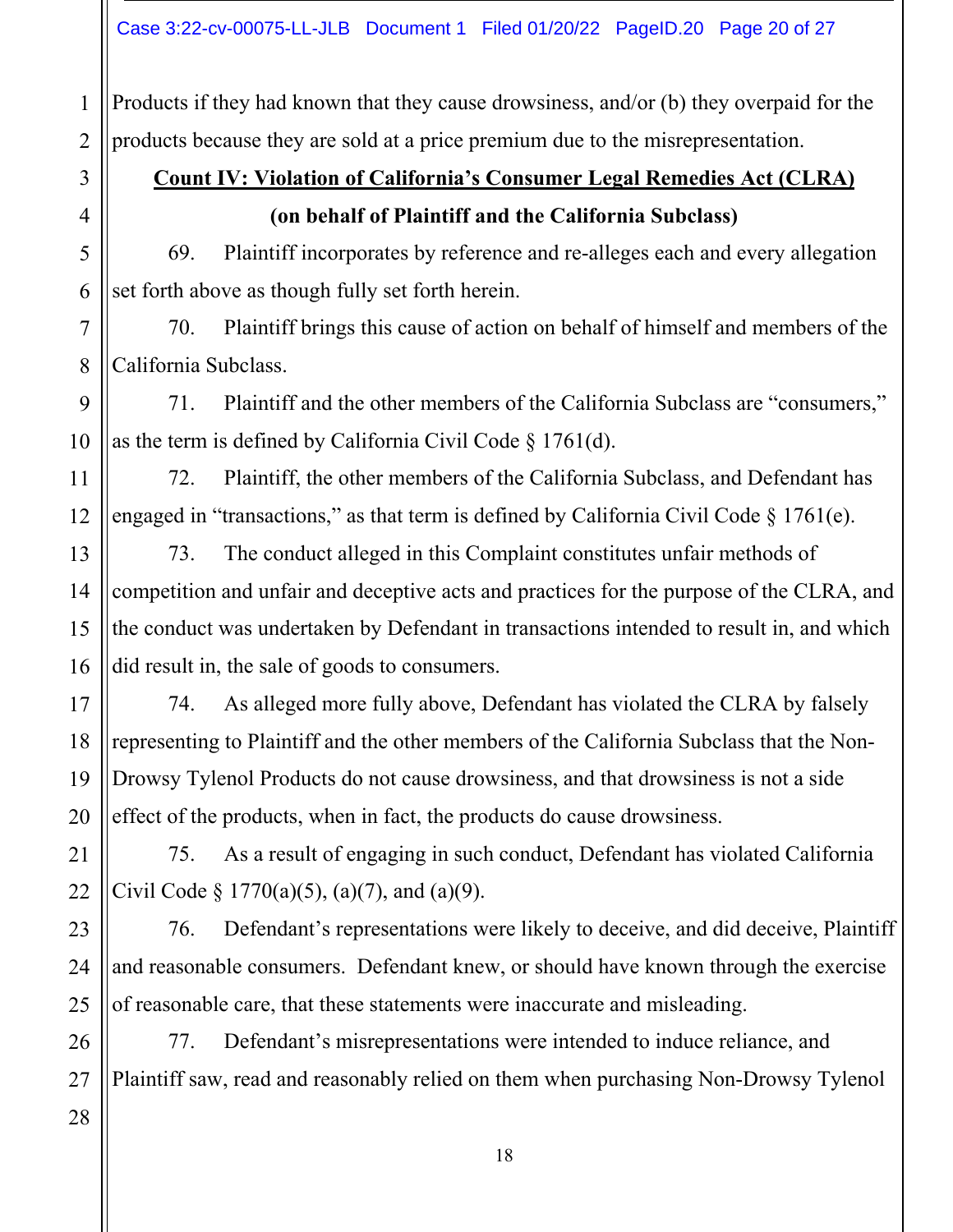Products if they had known that they cause drowsiness, and/or (b) they overpaid for the products because they are sold at a price premium due to the misrepresentation.

**Count IV: Violation of California's Consumer Legal Remedies Act (CLRA)**

**(on behalf of Plaintiff and the California Subclass)**

69. Plaintiff incorporates by reference and re-alleges each and every allegation set forth above as though fully set forth herein.

70. Plaintiff brings this cause of action on behalf of himself and members of the California Subclass.

71. Plaintiff and the other members of the California Subclass are "consumers," as the term is defined by California Civil Code § 1761(d).

72. Plaintiff, the other members of the California Subclass, and Defendant has engaged in "transactions," as that term is defined by California Civil Code § 1761(e).

73. The conduct alleged in this Complaint constitutes unfair methods of competition and unfair and deceptive acts and practices for the purpose of the CLRA, and the conduct was undertaken by Defendant in transactions intended to result in, and which did result in, the sale of goods to consumers.

74. As alleged more fully above, Defendant has violated the CLRA by falsely representing to Plaintiff and the other members of the California Subclass that the Non-Drowsy Tylenol Products do not cause drowsiness, and that drowsiness is not a side effect of the products, when in fact, the products do cause drowsiness.

75. As a result of engaging in such conduct, Defendant has violated California Civil Code § 1770(a)(5), (a)(7), and (a)(9).

76. Defendant's representations were likely to deceive, and did deceive, Plaintiff and reasonable consumers. Defendant knew, or should have known through the exercise of reasonable care, that these statements were inaccurate and misleading.

77. Defendant's misrepresentations were intended to induce reliance, and Plaintiff saw, read and reasonably relied on them when purchasing Non-Drowsy Tylenol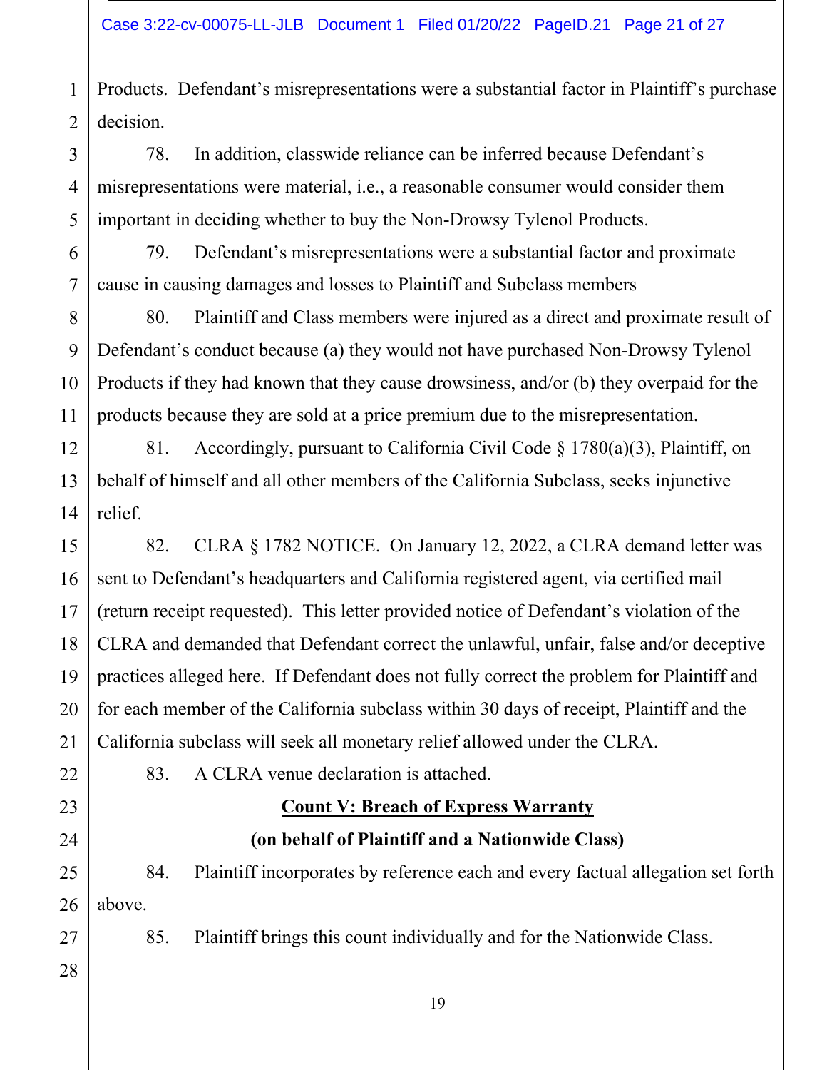Products. Defendant's misrepresentations were a substantial factor in Plaintiff's purchase decision.

78. In addition, classwide reliance can be inferred because Defendant's misrepresentations were material, i.e., a reasonable consumer would consider them important in deciding whether to buy the Non-Drowsy Tylenol Products.

79. Defendant's misrepresentations were a substantial factor and proximate cause in causing damages and losses to Plaintiff and Subclass members

80. Plaintiff and Class members were injured as a direct and proximate result of Defendant's conduct because (a) they would not have purchased Non-Drowsy Tylenol Products if they had known that they cause drowsiness, and/or (b) they overpaid for the products because they are sold at a price premium due to the misrepresentation.

81. Accordingly, pursuant to California Civil Code § 1780(a)(3), Plaintiff, on behalf of himself and all other members of the California Subclass, seeks injunctive relief.

82. CLRA § 1782 NOTICE. On January 12, 2022, a CLRA demand letter was sent to Defendant's headquarters and California registered agent, via certified mail (return receipt requested). This letter provided notice of Defendant's violation of the CLRA and demanded that Defendant correct the unlawful, unfair, false and/or deceptive practices alleged here. If Defendant does not fully correct the problem for Plaintiff and for each member of the California subclass within 30 days of receipt, Plaintiff and the California subclass will seek all monetary relief allowed under the CLRA.

83. A CLRA venue declaration is attached.

**Count V: Breach of Express Warranty**

**(on behalf of Plaintiff and a Nationwide Class)**

84. Plaintiff incorporates by reference each and every factual allegation set forth above.

85. Plaintiff brings this count individually and for the Nationwide Class.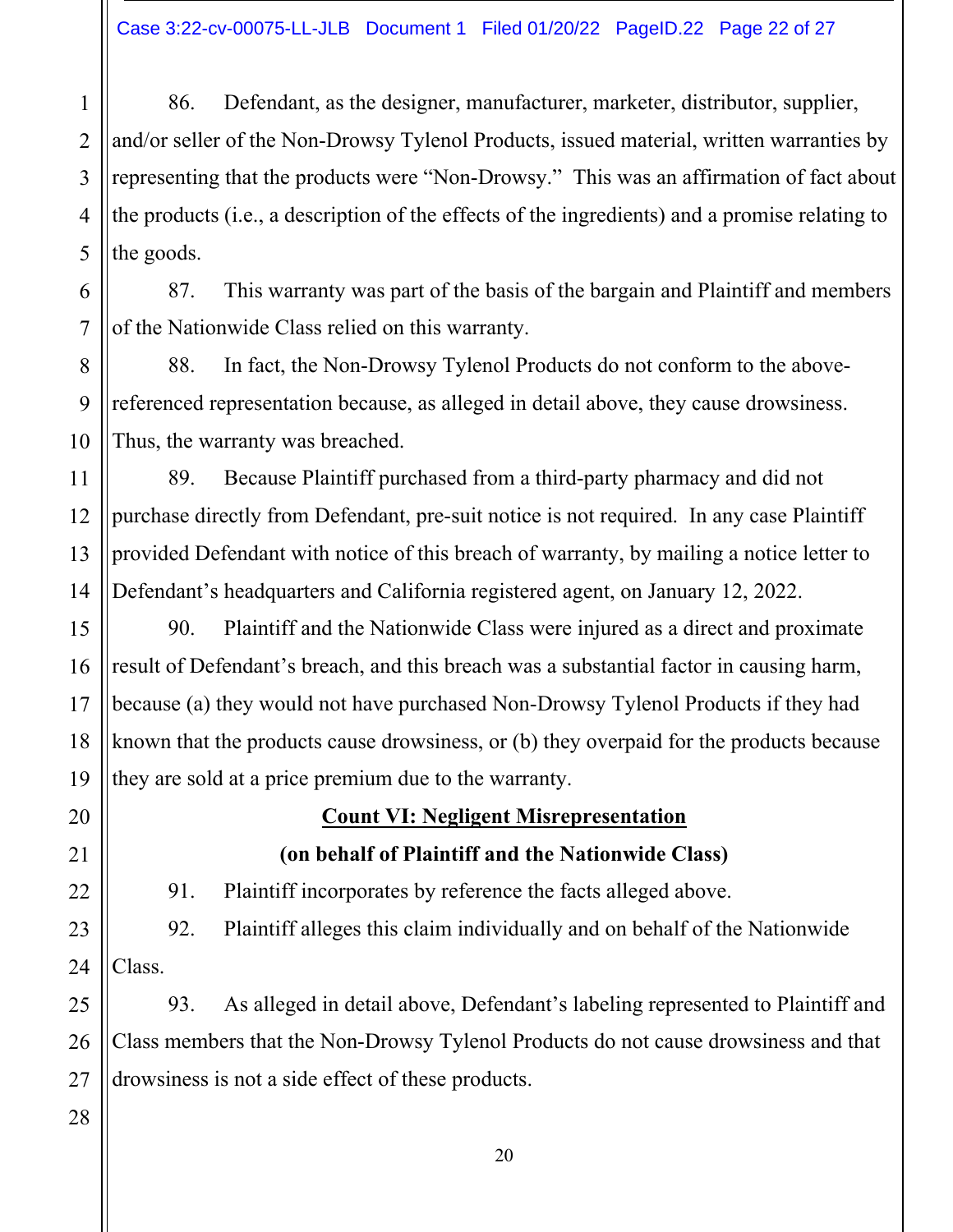86. Defendant, as the designer, manufacturer, marketer, distributor, supplier, and/or seller of the Non-Drowsy Tylenol Products, issued material, written warranties by representing that the products were "Non-Drowsy." This was an affirmation of fact about the products (i.e., a description of the effects of the ingredients) and a promise relating to the goods.

87. This warranty was part of the basis of the bargain and Plaintiff and members of the Nationwide Class relied on this warranty.

88. In fact, the Non-Drowsy Tylenol Products do not conform to the above-referenced representation because, as alleged in detail above, they cause drowsiness. Thus, the warranty was breached.

89. Because Plaintiff purchased from a third-party pharmacy and did not purchase directly from Defendant, pre-suit notice is not required. In any case Plaintiff provided Defendant with notice of this breach of warranty, by mailing a notice letter to Defendant's headquarters and California registered agent, on January 12, 2022.

90. Plaintiff and the Nationwide Class were injured as a direct and proximate result of Defendant's breach, and this breach was a substantial factor in causing harm, because (a) they would not have purchased Non-Drowsy Tylenol Products if they had known that the products cause drowsiness, or (b) they overpaid for the products because they are sold at a price premium due to the warranty.

## Count VI: Negligent Misrepresentation

**(on behalf of Plaintiff and the Nationwide Class)**

91. Plaintiff incorporates by reference the facts alleged above.

92. Plaintiff alleges this claim individually and on behalf of the Nationwide Class.

93. As alleged in detail above, Defendant's labeling represented to Plaintiff and Class members that the Non-Drowsy Tylenol Products do not cause drowsiness and that drowsiness is not a side effect of these products.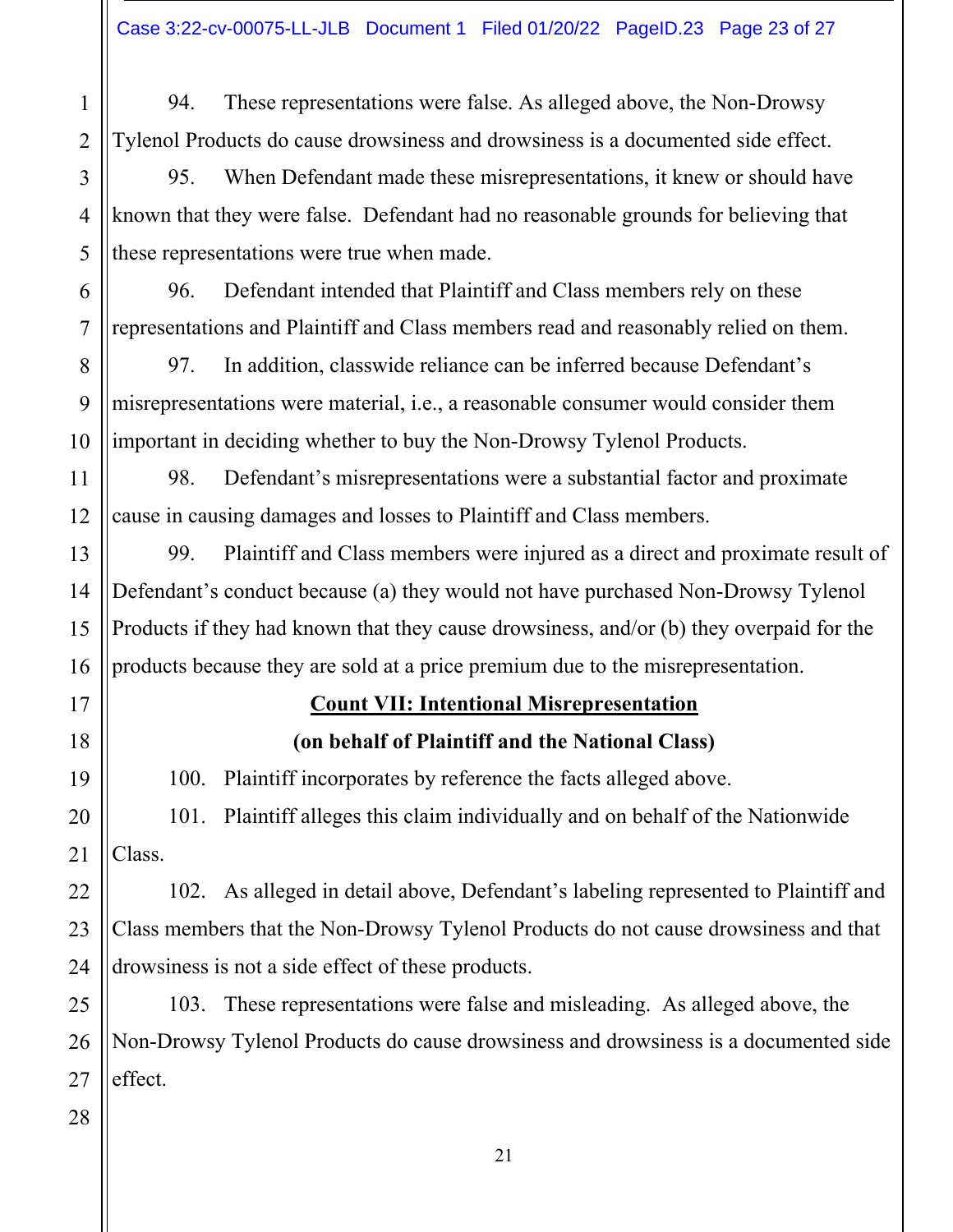94. These representations were false. As alleged above, the Non-Drowsy Tylenol Products do cause drowsiness and drowsiness is a documented side effect.

95. When Defendant made these misrepresentations, it knew or should have known that they were false. Defendant had no reasonable grounds for believing that these representations were true when made.

96. Defendant intended that Plaintiff and Class members rely on these representations and Plaintiff and Class members read and reasonably relied on them.

97. In addition, classwide reliance can be inferred because Defendant's misrepresentations were material, i.e., a reasonable consumer would consider them important in deciding whether to buy the Non-Drowsy Tylenol Products.

98. Defendant's misrepresentations were a substantial factor and proximate cause in causing damages and losses to Plaintiff and Class members.

99. Plaintiff and Class members were injured as a direct and proximate result of Defendant's conduct because (a) they would not have purchased Non-Drowsy Tylenol Products if they had known that they cause drowsiness, and/or (b) they overpaid for the products because they are sold at a price premium due to the misrepresentation.

**Count VII: Intentional Misrepresentation**

**(on behalf of Plaintiff and the National Class)**

100. Plaintiff incorporates by reference the facts alleged above.

101. Plaintiff alleges this claim individually and on behalf of the Nationwide Class.

102. As alleged in detail above, Defendant's labeling represented to Plaintiff and Class members that the Non-Drowsy Tylenol Products do not cause drowsiness and that drowsiness is not a side effect of these products.

103. These representations were false and misleading. As alleged above, the Non-Drowsy Tylenol Products do cause drowsiness and drowsiness is a documented side effect.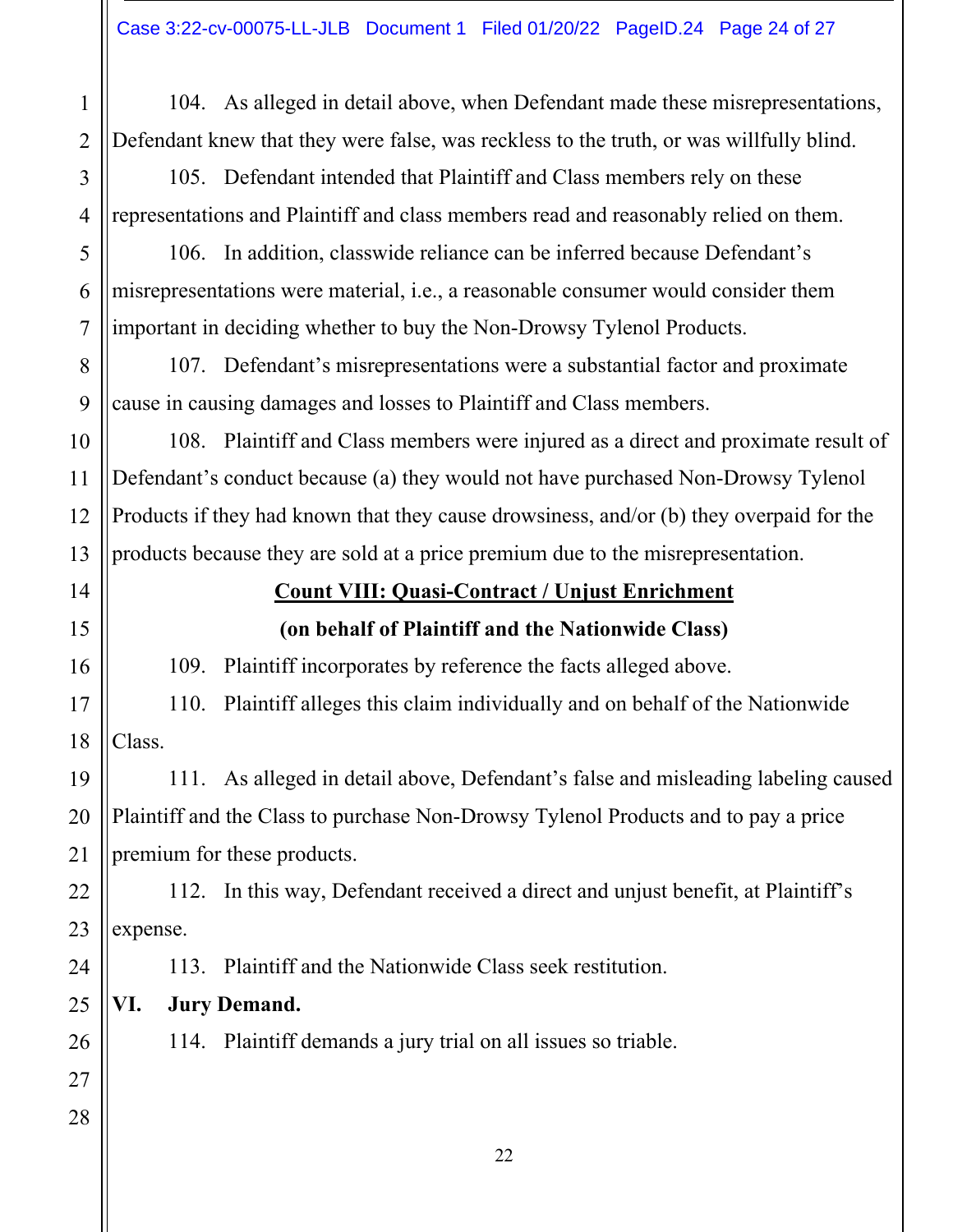104. As alleged in detail above, when Defendant made these misrepresentations, Defendant knew that they were false, was reckless to the truth, or was willfully blind.

105. Defendant intended that Plaintiff and Class members rely on these representations and Plaintiff and class members read and reasonably relied on them.

106. In addition, classwide reliance can be inferred because Defendant's misrepresentations were material, i.e., a reasonable consumer would consider them important in deciding whether to buy the Non-Drowsy Tylenol Products.

107. Defendant's misrepresentations were a substantial factor and proximate cause in causing damages and losses to Plaintiff and Class members.

108. Plaintiff and Class members were injured as a direct and proximate result of Defendant's conduct because (a) they would not have purchased Non-Drowsy Tylenol Products if they had known that they cause drowsiness, and/or (b) they overpaid for the products because they are sold at a price premium due to the misrepresentation.

**Count VIII: Quasi-Contract / Unjust Enrichment**

**(on behalf of Plaintiff and the Nationwide Class)**

109. Plaintiff incorporates by reference the facts alleged above.

110. Plaintiff alleges this claim individually and on behalf of the Nationwide Class.

111. As alleged in detail above, Defendant's false and misleading labeling caused Plaintiff and the Class to purchase Non-Drowsy Tylenol Products and to pay a price premium for these products.

112. In this way, Defendant received a direct and unjust benefit, at Plaintiff's expense.

113. Plaintiff and the Nationwide Class seek restitution.

## VI. Jury Demand.

114. Plaintiff demands a jury trial on all issues so triable.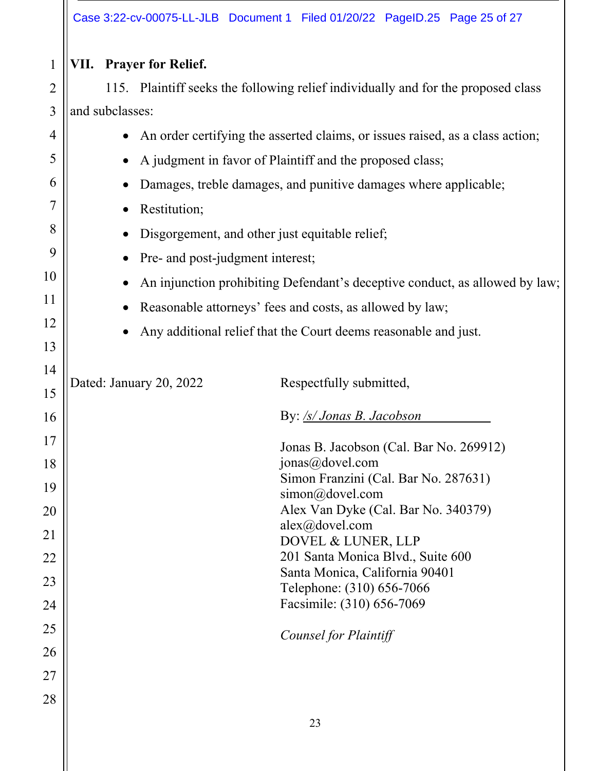## VII. Prayer for Relief.

115. Plaintiff seeks the following relief individually and for the proposed class and subclasses:

- An order certifying the asserted claims, or issues raised, as a class action;
- A judgment in favor of Plaintiff and the proposed class;
- Damages, treble damages, and punitive damages where applicable;
- Restitution;
- Disgorgement, and other just equitable relief;
- Pre- and post-judgment interest;
- An injunction prohibiting Defendant's deceptive conduct, as allowed by law;
- Reasonable attorneys' fees and costs, as allowed by law;
- Any additional relief that the Court deems reasonable and just.

Dated: January 20, 2022

Respectfully submitted,

By: */s/ Jonas B. Jacobson*

Jonas B. Jacobson (Cal. Bar No. 269912)
jonas@dovel.com
Simon Franzini (Cal. Bar No. 287631)
simon@dovel.com
Alex Van Dyke (Cal. Bar No. 340379)
alex@dovel.com
DOVEL & LUNER, LLP
201 Santa Monica Blvd., Suite 600
Santa Monica, California 90401
Telephone: (310) 656-7066
Facsimile: (310) 656-7069

*Counsel for Plaintiff*